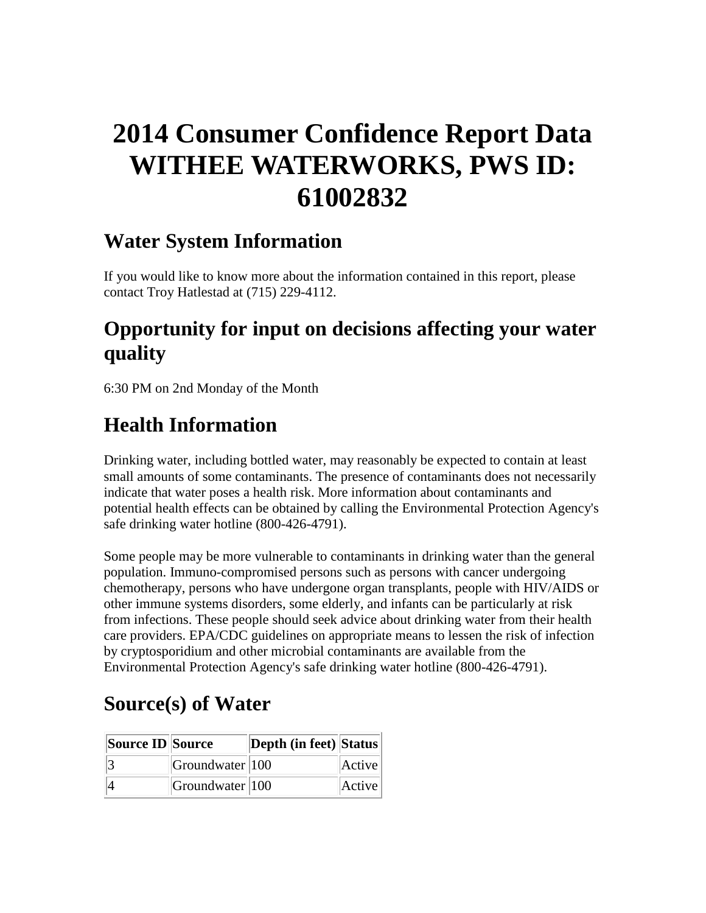# 2014 Consumer Confidence Report Data WITHEE WATERWORKS, PWS ID: 61002832

## Water System Information

If you would like to know more about the information contained in this report, please contact Troy Hatlestad at (715) 229-4112.

## Opportunity for input on decisions affecting your water quality

6:30 PM on 2nd Monday of the Month

## Health Information

Drinking water, including bottled water, may reasonably be expected to contain at least small amounts of some contaminants. The presence of contaminants does not necessarily indicate that water poses a health risk. More information about contaminants and potential health effects can be obtained by calling the Environmental Protection Agency's safe drinking water hotline (800-426-4791).

Some people may be more vulnerable to contaminants in drinking water than the general population. Immuno-compromised persons such as persons with cancer undergoing chemotherapy, persons who have undergone organ transplants, people with HIV/AIDS or other immune systems disorders, some elderly, and infants can be particularly at risk from infections. These people should seek advice about drinking water from their health care providers. EPA/CDC guidelines on appropriate means to lessen the risk of infection by cryptosporidium and other microbial contaminants are available from the Environmental Protection Agency's safe drinking water hotline (800-426-4791).

## Source(s) of Water

| Source ID | Source | Depth (in feet) | Status |
|---|---|---|---|
| 3 | Groundwater | 100 | Active |
| 4 | Groundwater | 100 | Active |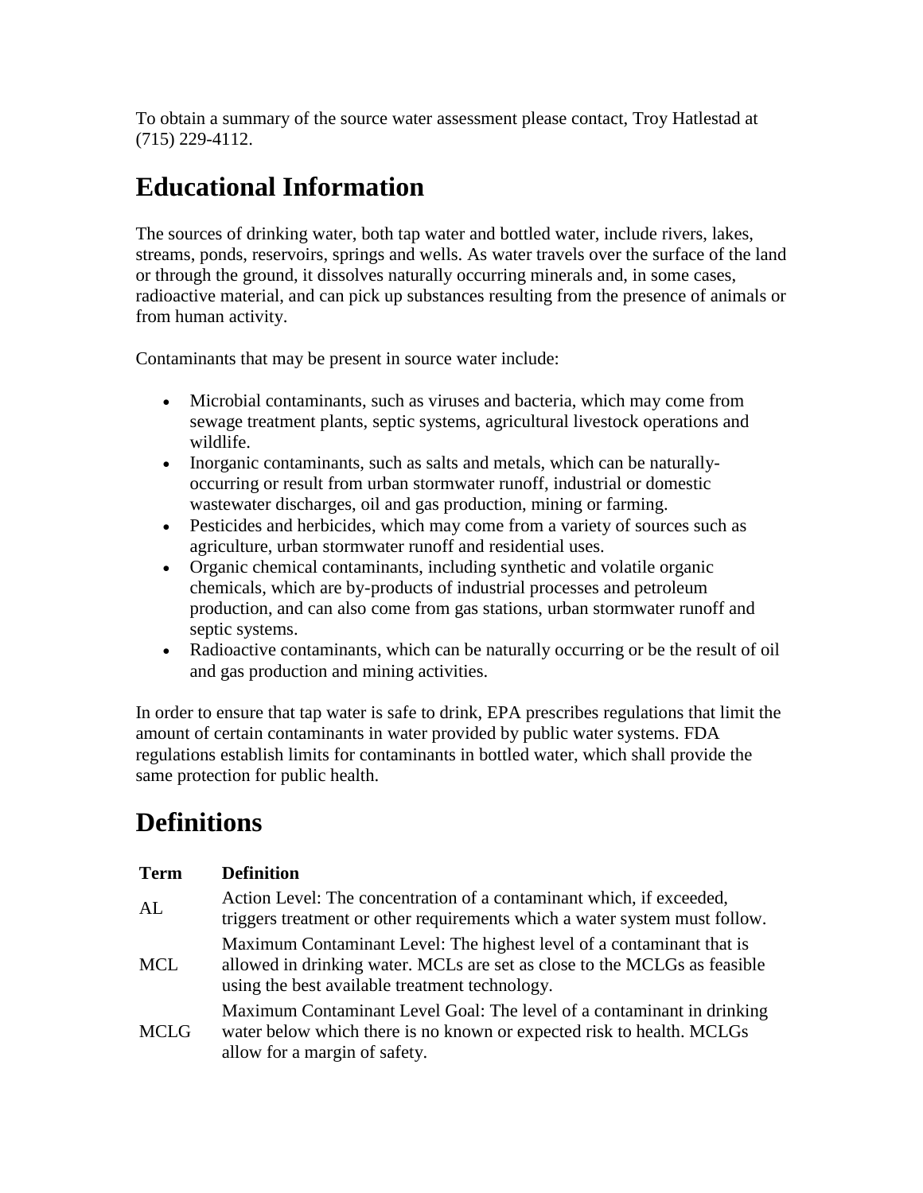To obtain a summary of the source water assessment please contact, Troy Hatlestad at (715) 229-4112.

## Educational Information

The sources of drinking water, both tap water and bottled water, include rivers, lakes, streams, ponds, reservoirs, springs and wells. As water travels over the surface of the land or through the ground, it dissolves naturally occurring minerals and, in some cases, radioactive material, and can pick up substances resulting from the presence of animals or from human activity.

Contaminants that may be present in source water include:

- Microbial contaminants, such as viruses and bacteria, which may come from sewage treatment plants, septic systems, agricultural livestock operations and wildlife.
- Inorganic contaminants, such as salts and metals, which can be naturally-occurring or result from urban stormwater runoff, industrial or domestic wastewater discharges, oil and gas production, mining or farming.
- Pesticides and herbicides, which may come from a variety of sources such as agriculture, urban stormwater runoff and residential uses.
- Organic chemical contaminants, including synthetic and volatile organic chemicals, which are by-products of industrial processes and petroleum production, and can also come from gas stations, urban stormwater runoff and septic systems.
- Radioactive contaminants, which can be naturally occurring or be the result of oil and gas production and mining activities.

In order to ensure that tap water is safe to drink, EPA prescribes regulations that limit the amount of certain contaminants in water provided by public water systems. FDA regulations establish limits for contaminants in bottled water, which shall provide the same protection for public health.

## Definitions

| Term | Definition |
|---|---|
| AL | Action Level: The concentration of a contaminant which, if exceeded, triggers treatment or other requirements which a water system must follow. |
| MCL | Maximum Contaminant Level: The highest level of a contaminant that is allowed in drinking water. MCLs are set as close to the MCLGs as feasible using the best available treatment technology. |
| MCLG | Maximum Contaminant Level Goal: The level of a contaminant in drinking water below which there is no known or expected risk to health. MCLGs allow for a margin of safety. |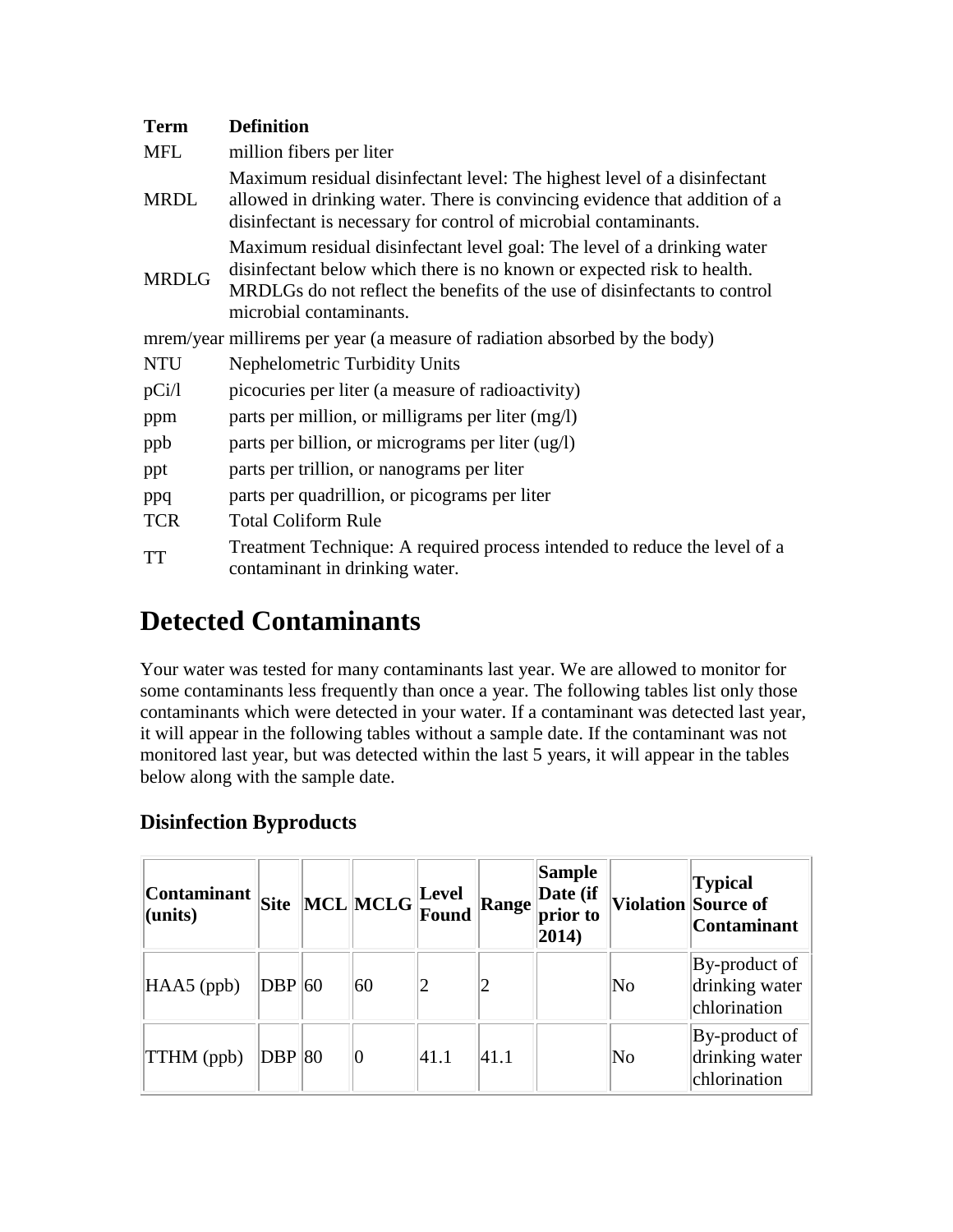| Term | Definition |
| --- | --- |
| MFL | million fibers per liter |
| MRDL | Maximum residual disinfectant level: The highest level of a disinfectant allowed in drinking water. There is convincing evidence that addition of a disinfectant is necessary for control of microbial contaminants. |
| MRDLG | Maximum residual disinfectant level goal: The level of a drinking water disinfectant below which there is no known or expected risk to health. MRDLGs do not reflect the benefits of the use of disinfectants to control microbial contaminants. |
| mrem/year | millirems per year (a measure of radiation absorbed by the body) |
| NTU | Nephelometric Turbidity Units |
| pCi/l | picocuries per liter (a measure of radioactivity) |
| ppm | parts per million, or milligrams per liter (mg/l) |
| ppb | parts per billion, or micrograms per liter (ug/l) |
| ppt | parts per trillion, or nanograms per liter |
| ppq | parts per quadrillion, or picograms per liter |
| TCR | Total Coliform Rule |
| TT | Treatment Technique: A required process intended to reduce the level of a contaminant in drinking water. |

# Detected Contaminants

Your water was tested for many contaminants last year. We are allowed to monitor for some contaminants less frequently than once a year. The following tables list only those contaminants which were detected in your water. If a contaminant was detected last year, it will appear in the following tables without a sample date. If the contaminant was not monitored last year, but was detected within the last 5 years, it will appear in the tables below along with the sample date.

### Disinfection Byproducts

| Contaminant (units) | Site | MCL | MCLG | Level Found | Range | Sample Date (if prior to 2014) | Violation | Typical Source of Contaminant |
| --- | --- | --- | --- | --- | --- | --- | --- | --- |
| HAA5 (ppb) | DBP | 60 | 60 | 2 | 2 | | No | By-product of drinking water chlorination |
| TTHM (ppb) | DBP | 80 | 0 | 41.1 | 41.1 | | No | By-product of drinking water chlorination |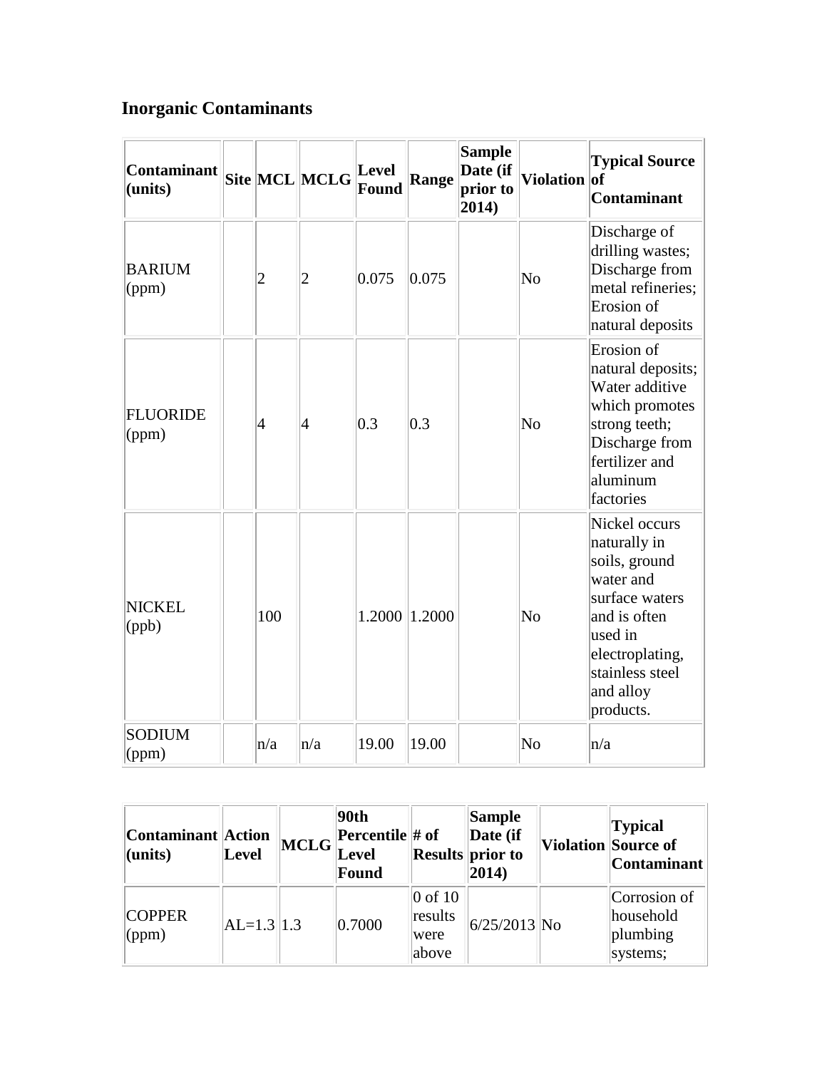## Inorganic Contaminants

| Contaminant (units) | Site | MCL | MCLG | Level Found | Range | Sample Date (if prior to 2014) | Violation | Typical Source of Contaminant |
|---|---|---|---|---|---|---|---|---|
| BARIUM (ppm) | | 2 | 2 | 0.075 | 0.075 | | No | Discharge of drilling wastes; Discharge from metal refineries; Erosion of natural deposits |
| FLUORIDE (ppm) | | 4 | 4 | 0.3 | 0.3 | | No | Erosion of natural deposits; Water additive which promotes strong teeth; Discharge from fertilizer and aluminum factories |
| NICKEL (ppb) | | 100 | | 1.2000 | 1.2000 | | No | Nickel occurs naturally in soils, ground water and surface waters and is often used in electroplating, stainless steel and alloy products. |
| SODIUM (ppm) | | n/a | n/a | 19.00 | 19.00 | | No | n/a |

| Contaminant (units) | Action Level | MCLG | 90th Percentile Level Found | # of Results | Sample Date (if prior to 2014) | Violation | Typical Source of Contaminant |
|---|---|---|---|---|---|---|---|
| COPPER (ppm) | AL=1.3 | 1.3 | 0.7000 | 0 of 10 results were above | 6/25/2013 | No | Corrosion of household plumbing systems; |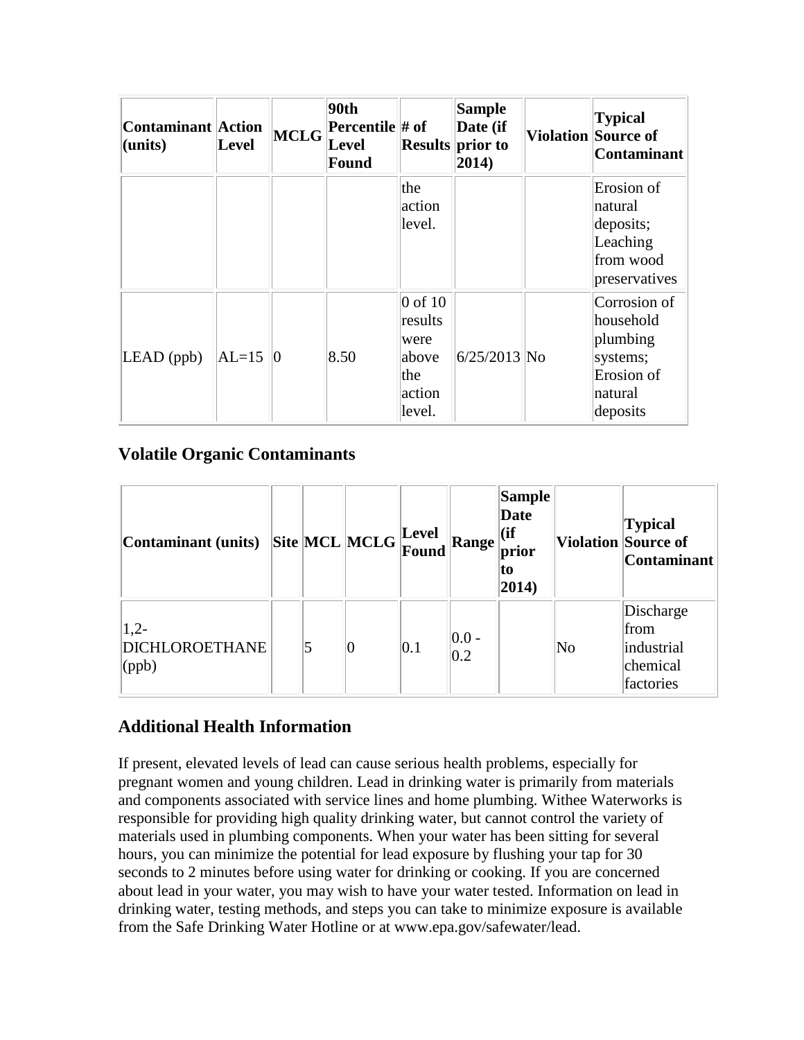| Contaminant (units) | Action Level | MCLG | 90th Percentile Level Found | # of Results | Sample Date (if prior to 2014) | Violation | Typical Source of Contaminant |
|---|---|---|---|---|---|---|---|
| | | | | the action level. | | | Erosion of natural deposits; Leaching from wood preservatives |
| LEAD (ppb) | AL=15 | 0 | 8.50 | 0 of 10 results were above the action level. | 6/25/2013 | No | Corrosion of household plumbing systems; Erosion of natural deposits |

## Volatile Organic Contaminants

| Contaminant (units) | Site | MCL | MCLG | Level Found | Range | Sample Date (if prior to 2014) | Violation | Typical Source of Contaminant |
|---|---|---|---|---|---|---|---|---|
| 1,2-DICHLOROETHANE (ppb) | | 5 | 0 | 0.1 | 0.0 - 0.2 | | No | Discharge from industrial chemical factories |

## Additional Health Information

If present, elevated levels of lead can cause serious health problems, especially for pregnant women and young children. Lead in drinking water is primarily from materials and components associated with service lines and home plumbing. Withee Waterworks is responsible for providing high quality drinking water, but cannot control the variety of materials used in plumbing components. When your water has been sitting for several hours, you can minimize the potential for lead exposure by flushing your tap for 30 seconds to 2 minutes before using water for drinking or cooking. If you are concerned about lead in your water, you may wish to have your water tested. Information on lead in drinking water, testing methods, and steps you can take to minimize exposure is available from the Safe Drinking Water Hotline or at www.epa.gov/safewater/lead.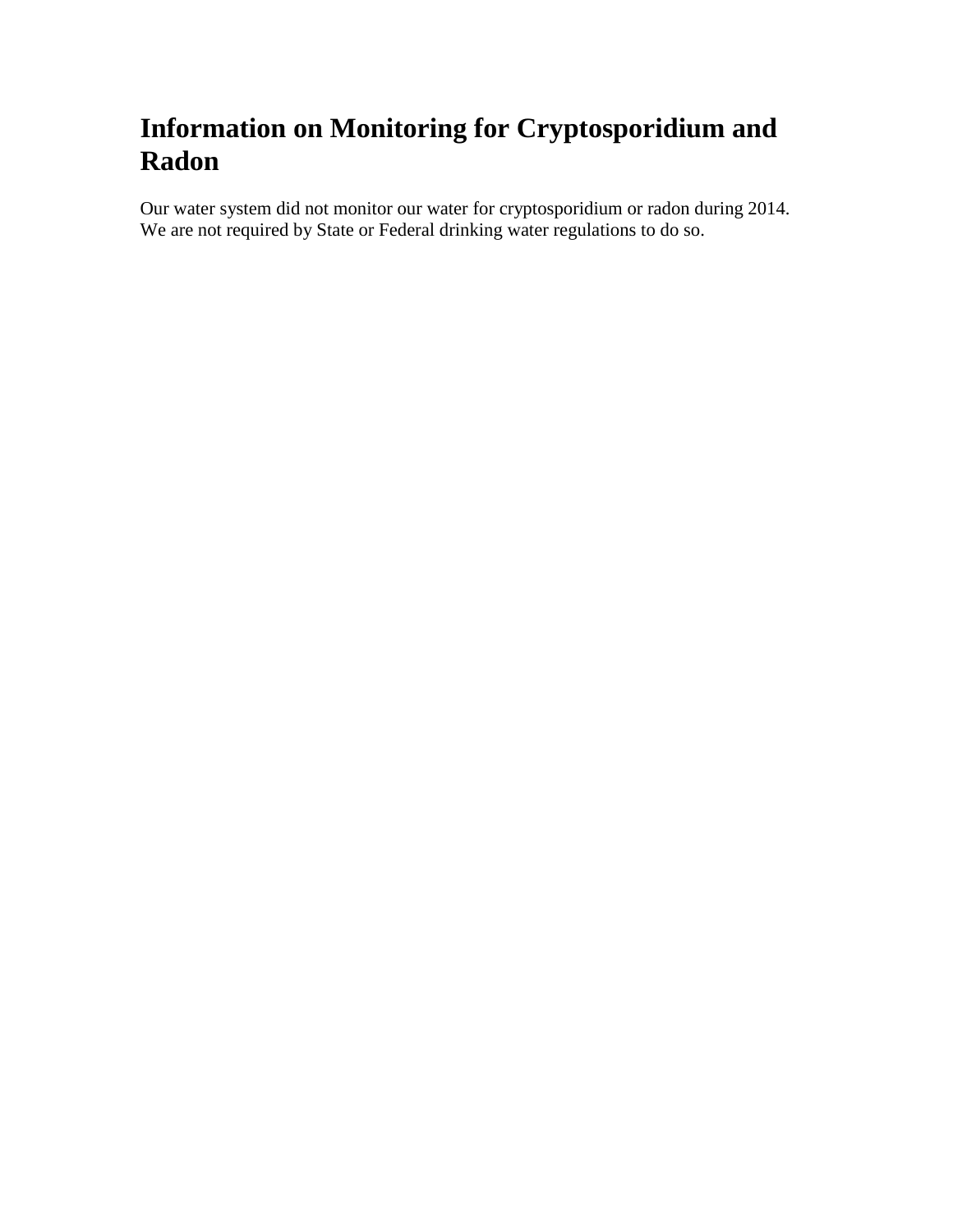# Information on Monitoring for Cryptosporidium and Radon

Our water system did not monitor our water for cryptosporidium or radon during 2014. We are not required by State or Federal drinking water regulations to do so.